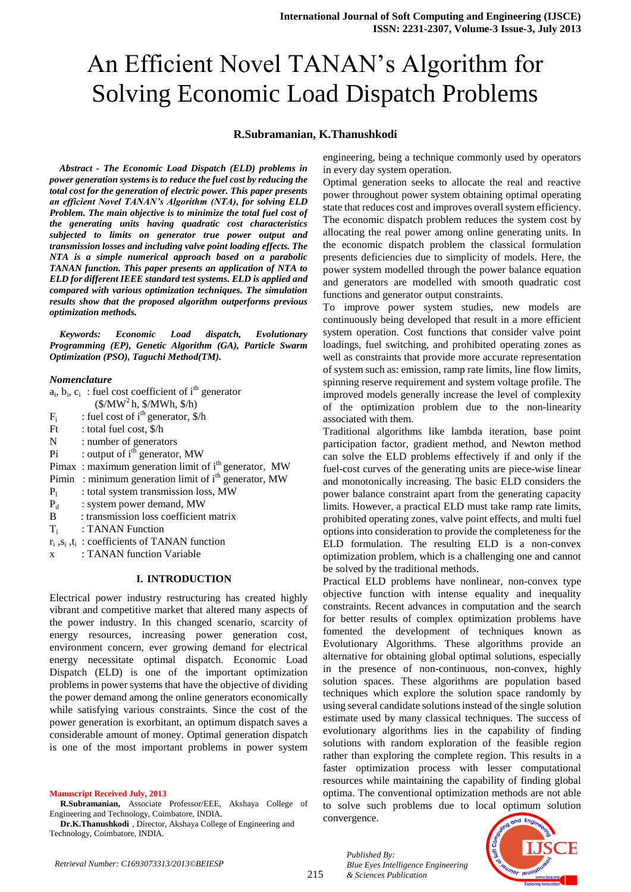# An Efficient Novel TANAN's Algorithm for Solving Economic Load Dispatch Problems

**R.Subramanian, K.Thanushkodi**

***Abstract - The Economic Load Dispatch (ELD) problems in power generation systems is to reduce the fuel cost by reducing the total cost for the generation of electric power. This paper presents an efficient Novel TANAN's Algorithm (NTA), for solving ELD Problem. The main objective is to minimize the total fuel cost of the generating units having quadratic cost characteristics subjected to limits on generator true power output and transmission losses and including valve point loading effects. The NTA is a simple numerical approach based on a parabolic TANAN function. This paper presents an application of NTA to ELD for different IEEE standard test systems. ELD is applied and compared with various optimization techniques. The simulation results show that the proposed algorithm outperforms previous optimization methods.***

***Keywords: Economic Load dispatch, Evolutionary Programming (EP), Genetic Algorithm (GA), Particle Swarm Optimization (PSO), Taguchi Method(TM).***

### *Nomenclature*

- $a_i$, $b_i$, $c_i$ : fuel cost coefficient of $i^{th}$ generator ($/MW$^2$h, $/MWh, $/h)
- $F_i$ : fuel cost of $i^{th}$ generator, $/h
- Ft : total fuel cost, $/h
- N : number of generators
- Pi : output of $i^{th}$ generator, MW
- Pimax : maximum generation limit of $i^{th}$ generator, MW
- Pimin : minimum generation limit of $i^{th}$ generator, MW
- $P_l$ : total system transmission loss, MW
- $P_d$ : system power demand, MW
- B : transmission loss coefficient matrix
- $T_i$ : TANAN Function
- $r_i$ ,$s_i$ ,$t_i$ : coefficients of TANAN function
- x : TANAN function Variable

## I. INTRODUCTION

Electrical power industry restructuring has created highly vibrant and competitive market that altered many aspects of the power industry. In this changed scenario, scarcity of energy resources, increasing power generation cost, environment concern, ever growing demand for electrical energy necessitate optimal dispatch. Economic Load Dispatch (ELD) is one of the important optimization problems in power systems that have the objective of dividing the power demand among the online generators economically while satisfying various constraints. Since the cost of the power generation is exorbitant, an optimum dispatch saves a considerable amount of money. Optimal generation dispatch is one of the most important problems in power system engineering, being a technique commonly used by operators in every day system operation.

Optimal generation seeks to allocate the real and reactive power throughout power system obtaining optimal operating state that reduces cost and improves overall system efficiency. The economic dispatch problem reduces the system cost by allocating the real power among online generating units. In the economic dispatch problem the classical formulation presents deficiencies due to simplicity of models. Here, the power system modelled through the power balance equation and generators are modelled with smooth quadratic cost functions and generator output constraints.

To improve power system studies, new models are continuously being developed that result in a more efficient system operation. Cost functions that consider valve point loadings, fuel switching, and prohibited operating zones as well as constraints that provide more accurate representation of system such as: emission, ramp rate limits, line flow limits, spinning reserve requirement and system voltage profile. The improved models generally increase the level of complexity of the optimization problem due to the non-linearity associated with them.

Traditional algorithms like lambda iteration, base point participation factor, gradient method, and Newton method can solve the ELD problems effectively if and only if the fuel-cost curves of the generating units are piece-wise linear and monotonically increasing. The basic ELD considers the power balance constraint apart from the generating capacity limits. However, a practical ELD must take ramp rate limits, prohibited operating zones, valve point effects, and multi fuel options into consideration to provide the completeness for the ELD formulation. The resulting ELD is a non-convex optimization problem, which is a challenging one and cannot be solved by the traditional methods.

Practical ELD problems have nonlinear, non-convex type objective function with intense equality and inequality constraints. Recent advances in computation and the search for better results of complex optimization problems have fomented the development of techniques known as Evolutionary Algorithms. These algorithms provide an alternative for obtaining global optimal solutions, especially in the presence of non-continuous, non-convex, highly solution spaces. These algorithms are population based techniques which explore the solution space randomly by using several candidate solutions instead of the single solution estimate used by many classical techniques. The success of evolutionary algorithms lies in the capability of finding solutions with random exploration of the feasible region rather than exploring the complete region. This results in a faster optimization process with lesser computational resources while maintaining the capability of finding global optima. The conventional optimization methods are not able to solve such problems due to local optimum solution convergence.

**Manuscript Received July, 2013**

**R.Subramanian,** Associate Professor/EEE, Akshaya College of Engineering and Technology, Coimbatore, INDIA.

**Dr.K.Thanushkodi** , Director, Akshaya College of Engineering and Technology, Coimbatore, INDIA.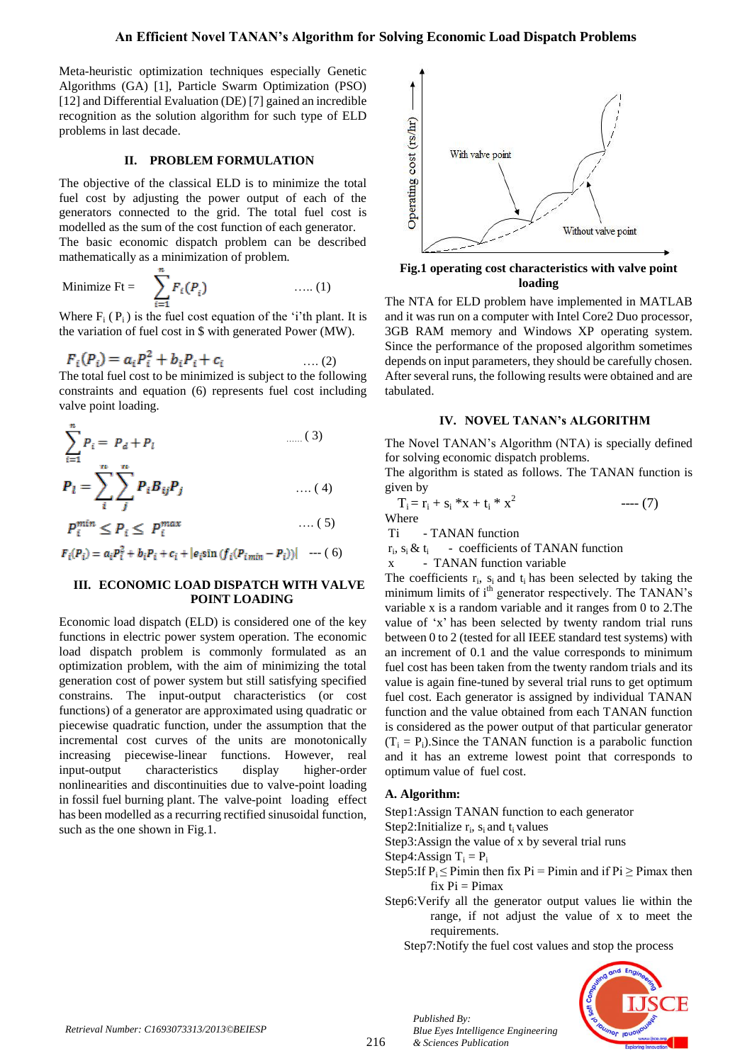Meta-heuristic optimization techniques especially Genetic Algorithms (GA) [1], Particle Swarm Optimization (PSO) [12] and Differential Evaluation (DE) [7] gained an incredible recognition as the solution algorithm for such type of ELD problems in last decade.

## II. PROBLEM FORMULATION

The objective of the classical ELD is to minimize the total fuel cost by adjusting the power output of each of the generators connected to the grid. The total fuel cost is modelled as the sum of the cost function of each generator. The basic economic dispatch problem can be described mathematically as a minimization of problem.

$$\text{Minimize } Ft = \sum_{i=1}^{n} F_i(P_i) \qquad \text{..... (1)}$$

Where $F_i(P_i)$ is the fuel cost equation of the 'i'th plant. It is the variation of fuel cost in \$ with generated Power (MW).

$$F_i(P_i) = a_i P_i^2 + b_i P_i + c_i \qquad \text{.... (2)}$$

The total fuel cost to be minimized is subject to the following constraints and equation (6) represents fuel cost including valve point loading.

$$\sum_{i=1}^{n} P_i = P_d + P_l \qquad \text{( 3)}$$

$$P_l = \sum_{i}^{n} \sum_{j}^{n} P_i B_{ij} P_j \qquad \text{.... ( 4)}$$

$$P_i^{min} \le P_i \le P_i^{max} \qquad \text{.... ( 5)}$$

$$F_i(P_i) = a_i P_i^2 + b_i P_i + c_i + |e_i \sin(f_i(P_{i_{min}} - P_i))| \qquad \text{--- ( 6)}$$

## III. ECONOMIC LOAD DISPATCH WITH VALVE POINT LOADING

Economic load dispatch (ELD) is considered one of the key functions in electric power system operation. The economic load dispatch problem is commonly formulated as an optimization problem, with the aim of minimizing the total generation cost of power system but still satisfying specified constrains. The input-output characteristics (or cost functions) of a generator are approximated using quadratic or piecewise quadratic function, under the assumption that the incremental cost curves of the units are monotonically increasing piecewise-linear functions. However, real input-output characteristics display higher-order nonlinearities and discontinuities due to valve-point loading in fossil fuel burning plant. The valve-point loading effect has been modelled as a recurring rectified sinusoidal function, such as the one shown in Fig.1.

**Fig.1 operating cost characteristics with valve point loading**

The NTA for ELD problem have implemented in MATLAB and it was run on a computer with Intel Core2 Duo processor, 3GB RAM memory and Windows XP operating system. Since the performance of the proposed algorithm sometimes depends on input parameters, they should be carefully chosen. After several runs, the following results were obtained and are tabulated.

## IV. NOVEL TANAN's ALGORITHM

The Novel TANAN's Algorithm (NTA) is specially defined for solving economic dispatch problems.

The algorithm is stated as follows. The TANAN function is given by

$$T_i = r_i + s_i * x + t_i * x^2 \qquad \text{---- (7)}$$

Where

- Ti - TANAN function
- $r_i$, $s_i$ & $t_i$ - coefficients of TANAN function
- x - TANAN function variable

The coefficients $r_i$, $s_i$ and $t_i$ has been selected by taking the minimum limits of i[th] generator respectively. The TANAN's variable x is a random variable and it ranges from 0 to 2.The value of 'x' has been selected by twenty random trial runs between 0 to 2 (tested for all IEEE standard test systems) with an increment of 0.1 and the value corresponds to minimum fuel cost has been taken from the twenty random trials and its value is again fine-tuned by several trial runs to get optimum fuel cost. Each generator is assigned by individual TANAN function and the value obtained from each TANAN function is considered as the power output of that particular generator ($T_i = P_i$).Since the TANAN function is a parabolic function and it has an extreme lowest point that corresponds to optimum value of fuel cost.

### A. Algorithm:

Step1:Assign TANAN function to each generator

Step2:Initialize $r_i$, $s_i$ and $t_i$ values

Step3:Assign the value of x by several trial runs

Step4:Assign $T_i = P_i$

Step5:If $P_i \le$ Pimin then fix Pi = Pimin and if Pi $\ge$ Pimax then fix Pi = Pimax

Step6:Verify all the generator output values lie within the range, if not adjust the value of x to meet the requirements.

Step7:Notify the fuel cost values and stop the process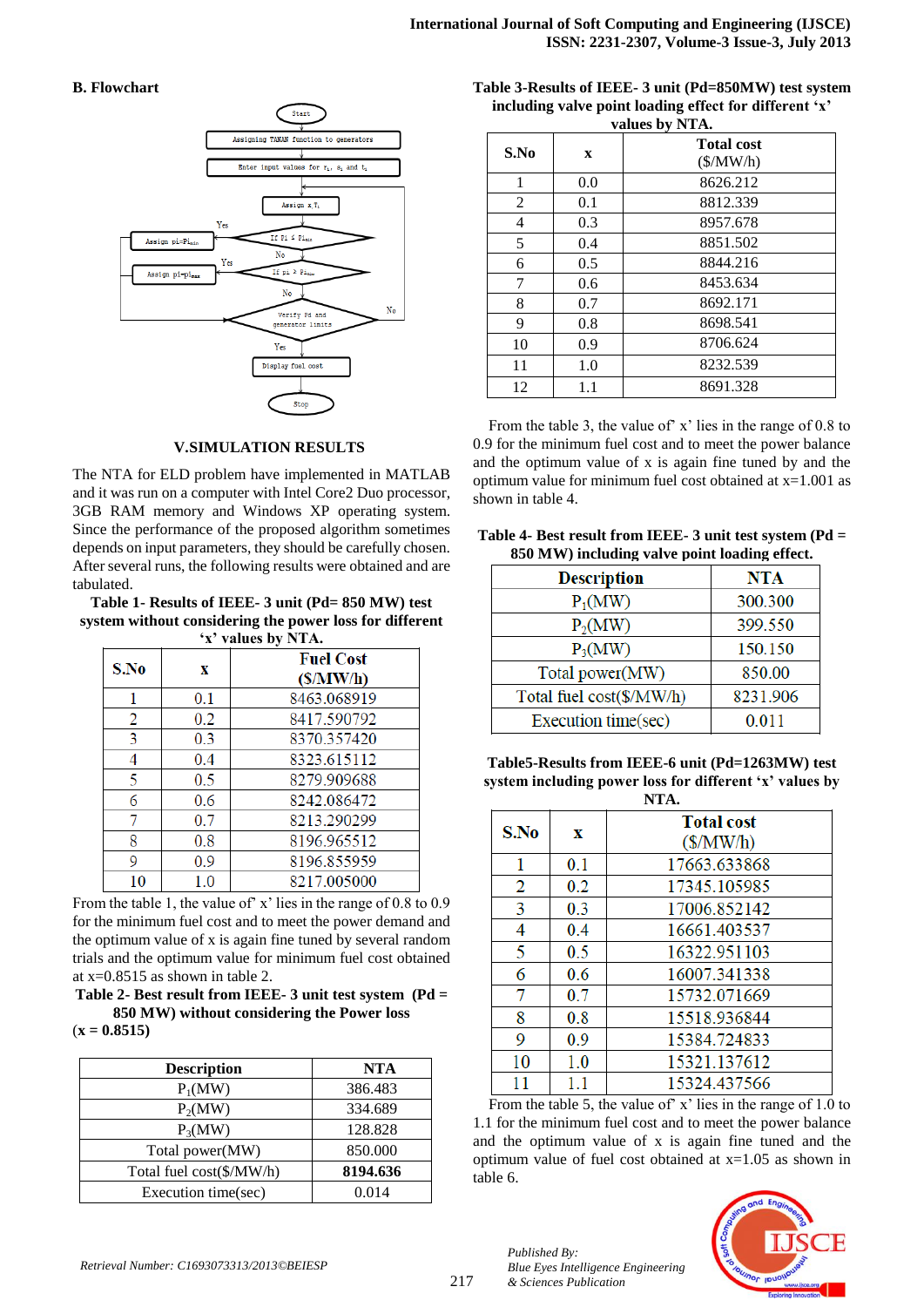## B. Flowchart

Start

Assigning TANAN function to generators

Enter input values for $r_1$, $a_1$ and $t_1$

Assign x,T,

If $Pi \le Pi_{min}$ — Yes → Assign $pi=Pi_{min}$

No

If $pi > Pi_{max}$ — Yes → Assign $pi=pi_{max}$

No

Verify Pd and generator limits — No (loop back)

Yes

Display fuel cost

Stop

## V.SIMULATION RESULTS

The NTA for ELD problem have implemented in MATLAB and it was run on a computer with Intel Core2 Duo processor, 3GB RAM memory and Windows XP operating system. Since the performance of the proposed algorithm sometimes depends on input parameters, they should be carefully chosen. After several runs, the following results were obtained and are tabulated.

**Table 1- Results of IEEE- 3 unit (Pd= 850 MW) test system without considering the power loss for different 'x' values by NTA.**

| S.No | x | Fuel Cost ($/MW/h) |
|---|---|---|
| 1 | 0.1 | 8463.068919 |
| 2 | 0.2 | 8417.590792 |
| 3 | 0.3 | 8370.357420 |
| 4 | 0.4 | 8323.615112 |
| 5 | 0.5 | 8279.909688 |
| 6 | 0.6 | 8242.086472 |
| 7 | 0.7 | 8213.290299 |
| 8 | 0.8 | 8196.965512 |
| 9 | 0.9 | 8196.855959 |
| 10 | 1.0 | 8217.005000 |

From the table 1, the value of' x' lies in the range of 0.8 to 0.9 for the minimum fuel cost and to meet the power demand and the optimum value of x is again fine tuned by several random trials and the optimum value for minimum fuel cost obtained at x=0.8515 as shown in table 2.

**Table 2- Best result from IEEE- 3 unit test system (Pd = 850 MW) without considering the Power loss (x = 0.8515)**

| Description | NTA |
|---|---|
| $P_1$(MW) | 386.483 |
| $P_2$(MW) | 334.689 |
| $P_3$(MW) | 128.828 |
| Total power(MW) | 850.000 |
| Total fuel cost($/MW/h) | **8194.636** |
| Execution time(sec) | 0.014 |

**Table 3-Results of IEEE- 3 unit (Pd=850MW) test system including valve point loading effect for different 'x' values by NTA.**

| S.No | x | Total cost ($/MW/h) |
|---|---|---|
| 1 | 0.0 | 8626.212 |
| 2 | 0.1 | 8812.339 |
| 4 | 0.3 | 8957.678 |
| 5 | 0.4 | 8851.502 |
| 6 | 0.5 | 8844.216 |
| 7 | 0.6 | 8453.634 |
| 8 | 0.7 | 8692.171 |
| 9 | 0.8 | 8698.541 |
| 10 | 0.9 | 8706.624 |
| 11 | 1.0 | 8232.539 |
| 12 | 1.1 | 8691.328 |

From the table 3, the value of' x' lies in the range of 0.8 to 0.9 for the minimum fuel cost and to meet the power balance and the optimum value of x is again fine tuned by and the optimum value for minimum fuel cost obtained at x=1.001 as shown in table 4.

**Table 4- Best result from IEEE- 3 unit test system (Pd = 850 MW) including valve point loading effect.**

| Description | NTA |
|---|---|
| $P_1$(MW) | 300.300 |
| $P_2$(MW) | 399.550 |
| $P_3$(MW) | 150.150 |
| Total power(MW) | 850.00 |
| Total fuel cost($/MW/h) | 8231.906 |
| Execution time(sec) | 0.011 |

**Table5-Results from IEEE-6 unit (Pd=1263MW) test system including power loss for different 'x' values by NTA.**

| S.No | x | Total cost ($/MW/h) |
|---|---|---|
| 1 | 0.1 | 17663.633868 |
| 2 | 0.2 | 17345.105985 |
| 3 | 0.3 | 17006.852142 |
| 4 | 0.4 | 16661.403537 |
| 5 | 0.5 | 16322.951103 |
| 6 | 0.6 | 16007.341338 |
| 7 | 0.7 | 15732.071669 |
| 8 | 0.8 | 15518.936844 |
| 9 | 0.9 | 15384.724833 |
| 10 | 1.0 | 15321.137612 |
| 11 | 1.1 | 15324.437566 |

From the table 5, the value of' x' lies in the range of 1.0 to 1.1 for the minimum fuel cost and to meet the power balance and the optimum value of x is again fine tuned and the optimum value of fuel cost obtained at x=1.05 as shown in table 6.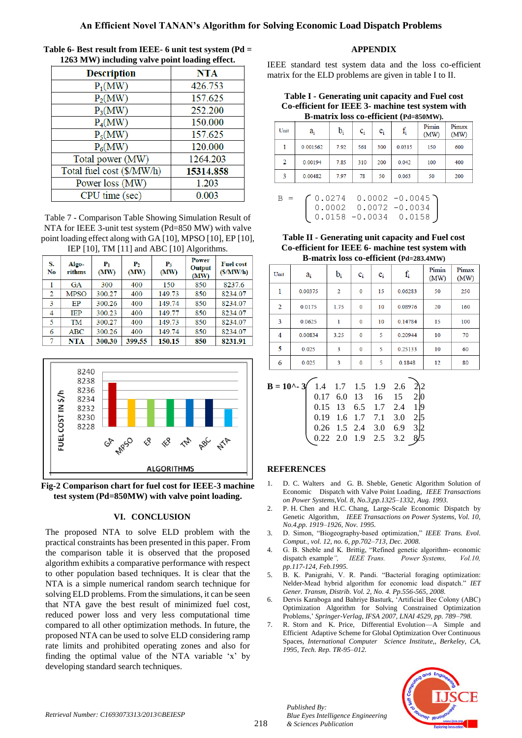**Table 6- Best result from IEEE- 6 unit test system (Pd = 1263 MW) including valve point loading effect.**

| Description | NTA |
|---|---|
| $P_1$(MW) | 426.753 |
| $P_2$(MW) | 157.625 |
| $P_3$(MW) | 252.200 |
| $P_4$(MW) | 150.000 |
| $P_5$(MW) | 157.625 |
| $P_6$(MW) | 120.000 |
| Total power (MW) | 1264.203 |
| Total fuel cost ($/MW/h) | **15314.858** |
| Power loss (MW) | 1.203 |
| CPU time (sec) | 0.003 |

Table 7 - Comparison Table Showing Simulation Result of NTA for IEEE 3-unit test system (Pd=850 MW) with valve point loading effect along with GA [10], MPSO [10], EP [10], IEP [10], TM [11] and ABC [10] Algorithms.

| S. No | Algo-rithms | $P_1$ (MW) | $P_2$ (MW) | $P_3$ (MW) | Power Output (MW) | Fuel cost ($/MW/h) |
|---|---|---|---|---|---|---|
| 1 | GA | 300 | 400 | 150 | 850 | 8237.6 |
| 2 | MPSO | 300.27 | 400 | 149.73 | 850 | 8234.07 |
| 3 | EP | 300.26 | 400 | 149.74 | 850 | 8234.07 |
| 4 | IEP | 300.23 | 400 | 149.77 | 850 | 8234.07 |
| 5 | TM | 300.27 | 400 | 149.73 | 850 | 8234.07 |
| 6 | ABC | 300.26 | 400 | 149.74 | 850 | 8234.07 |
| 7 | **NTA** | **300.30** | **399.55** | **150.15** | **850** | **8231.91** |

**Fig-2 Comparison chart for fuel cost for IEEE-3 machine test system (Pd=850MW) with valve point loading.**

## VI. CONCLUSION

The proposed NTA to solve ELD problem with the practical constraints has been presented in this paper. From the comparison table it is observed that the proposed algorithm exhibits a comparative performance with respect to other population based techniques. It is clear that the NTA is a simple numerical random search technique for solving ELD problems. From the simulations, it can be seen that NTA gave the best result of minimized fuel cost, reduced power loss and very less computational time compared to all other optimization methods. In future, the proposed NTA can be used to solve ELD considering ramp rate limits and prohibited operating zones and also for finding the optimal value of the NTA variable 'x' by developing standard search techniques.

## APPENDIX

IEEE standard test system data and the loss co-efficient matrix for the ELD problems are given in table I to II.

**Table I - Generating unit capacity and Fuel cost Co-efficient for IEEE 3- machine test system with B-matrix loss co-efficient (Pd=850MW).**

| Unit | $a_i$ | $b_i$ | $c_i$ | $e_i$ | $f_i$ | Pimin (MW) | Pimax (MW) |
|---|---|---|---|---|---|---|---|
| 1 | 0.001562 | 7.92 | 561 | 300 | 0.0315 | 150 | 600 |
| 2 | 0.00194 | 7.85 | 310 | 200 | 0.042 | 100 | 400 |
| 3 | 0.00482 | 7.97 | 78 | 50 | 0.063 | 50 | 200 |

$$B = \begin{pmatrix} 0.0274 & 0.0002 & -0.0045 \\ 0.0002 & 0.0072 & -0.0034 \\ 0.0158 & -0.0034 & 0.0158 \end{pmatrix}$$

**Table II - Generating unit capacity and Fuel cost Co-efficient for IEEE 6- machine test system with B-matrix loss co-efficient (Pd=283.4MW)**

| Unit | $a_i$ | $b_i$ | $c_i$ | $e_i$ | $f_i$ | Pimin (MW) | Pimax (MW) |
|---|---|---|---|---|---|---|---|
| 1 | 0.00375 | 2 | 0 | 15 | 0.06283 | 50 | 250 |
| 2 | 0.0175 | 1.75 | 0 | 10 | 0.08976 | 20 | 160 |
| 3 | 0.0625 | 1 | 0 | 10 | 0.14784 | 15 | 100 |
| 4 | 0.00834 | 3.25 | 0 | 5 | 0.20944 | 10 | 70 |
| 5 | 0.025 | 3 | 0 | 5 | 0.25133 | 10 | 60 |
| 6 | 0.025 | 3 | 0 | 5 | 0.1848 | 12 | 80 |

$$B = 10^{-3}\begin{pmatrix} 1.4 & 1.7 & 1.5 & 1.9 & 2.6 & 2.2 \\ 0.17 & 6.0 & 13 & 16 & 15 & 2.0 \\ 0.15 & 13 & 6.5 & 1.7 & 2.4 & 1.9 \\ 0.19 & 1.6 & 1.7 & 7.1 & 3.0 & 2.5 \\ 0.26 & 1.5 & 2.4 & 3.0 & 6.9 & 3.2 \\ 0.22 & 2.0 & 1.9 & 2.5 & 3.2 & 8.5 \end{pmatrix}$$

## REFERENCES

1. D. C. Walters and G. B. Sheble, Genetic Algorithm Solution of Economic Dispatch with Valve Point Loading, *IEEE Transactions on Power Systems,Vol. 8, No.3,pp.1325–1332, Aug. 1993.*
2. P. H. Chen and H.C. Chang, Large-Scale Economic Dispatch by Genetic Algorithm, *IEEE Transactions on Power Systems, Vol. 10, No.4,pp. 1919–1926, Nov. 1995.*
3. D. Simon, "Biogeography-based optimization," *IEEE Trans. Evol. Comput., vol. 12, no. 6, pp.702–713, Dec. 2008.*
4. G. B. Sheble and K. Brittig, "Refined genetic algorithm- economic dispatch example", *IEEE Trans. Power Systems, Vol.10, pp.117-124, Feb.1995.*
5. B. K. Panigrahi, V. R. Pandi. "Bacterial foraging optimization: Nelder-Mead hybrid algorithm for economic load dispatch." *IET Gener. Transm, Distrib. Vol. 2, No. 4. Pp.556-565, 2008.*
6. Dervis Karaboga and Bahriye Basturk, 'Artificial Bee Colony (ABC) Optimization Algorithm for Solving Constrained Optimization Problems,' *Springer-Verlag, IFSA 2007, LNAI 4529, pp. 789–798.*
7. R. Storn and K. Price, Differential Evolution—A Simple and Efficient Adaptive Scheme for Global Optimization Over Continuous Spaces, *International Computer Science Institute,, Berkeley, CA, 1995, Tech. Rep. TR-95–012.*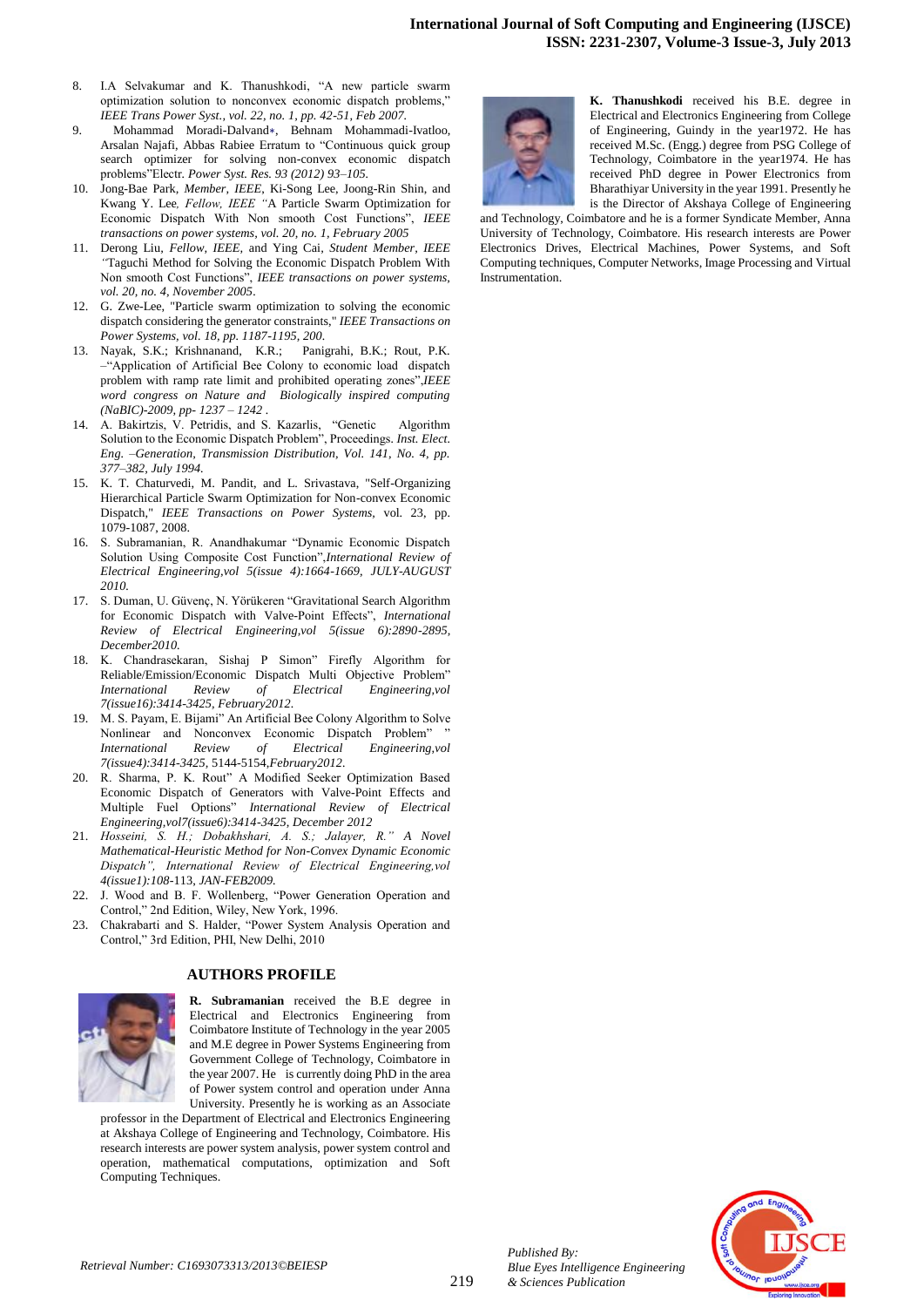8. I.A Selvakumar and K. Thanushkodi, "A new particle swarm optimization solution to nonconvex economic dispatch problems," *IEEE Trans Power Syst., vol. 22, no. 1, pp. 42-51, Feb 2007.*
9. Mohammad Moradi-Dalvand*, Behnam Mohammadi-Ivatloo, Arsalan Najafi, Abbas Rabiee Erratum to "Continuous quick group search optimizer for solving non-convex economic dispatch problems"Electr. *Power Syst. Res. 93 (2012) 93–105.*
10. Jong-Bae Park, *Member, IEEE*, Ki-Song Lee, Joong-Rin Shin, and Kwang Y. Lee*, Fellow, IEEE "*A Particle Swarm Optimization for Economic Dispatch With Non smooth Cost Functions", *IEEE transactions on power systems, vol. 20, no. 1, February 2005*
11. Derong Liu, *Fellow, IEEE,* and Ying Cai, *Student Member, IEEE "*Taguchi Method for Solving the Economic Dispatch Problem With Non smooth Cost Functions", *IEEE transactions on power systems, vol. 20, no. 4, November 2005*.
12. G. Zwe-Lee, "Particle swarm optimization to solving the economic dispatch considering the generator constraints," *IEEE Transactions on Power Systems, vol. 18, pp. 1187-1195, 200.*
13. Nayak, S.K.; Krishnanand, K.R.; Panigrahi, B.K.; Rout, P.K. –"Application of Artificial Bee Colony to economic load dispatch problem with ramp rate limit and prohibited operating zones",*IEEE word congress on Nature and Biologically inspired computing (NaBIC)-2009, pp- 1237 – 1242 .*
14. A. Bakirtzis, V. Petridis, and S. Kazarlis, "Genetic Algorithm Solution to the Economic Dispatch Problem", Proceedings. *Inst. Elect. Eng. –Generation, Transmission Distribution, Vol. 141, No. 4, pp. 377–382, July 1994.*
15. K. T. Chaturvedi, M. Pandit, and L. Srivastava, "Self-Organizing Hierarchical Particle Swarm Optimization for Non-convex Economic Dispatch," *IEEE Transactions on Power Systems*, vol. 23, pp. 1079-1087, 2008.
16. S. Subramanian, R. Anandhakumar "Dynamic Economic Dispatch Solution Using Composite Cost Function",*International Review of Electrical Engineering,vol 5(issue 4):1664-1669, JULY-AUGUST 2010.*
17. S. Duman, U. Güvenç, N. Yörükeren "Gravitational Search Algorithm for Economic Dispatch with Valve-Point Effects", *International Review of Electrical Engineering,vol 5(issue 6):2890-2895, December2010.*
18. K. Chandrasekaran, Sishaj P Simon" Firefly Algorithm for Reliable/Emission/Economic Dispatch Multi Objective Problem" *International Review of Electrical Engineering,vol 7(issue16):3414-3425, February2012.*
19. M. S. Payam, E. Bijami" An Artificial Bee Colony Algorithm to Solve Nonlinear and Nonconvex Economic Dispatch Problem" " *International Review of Electrical Engineering,vol 7(issue4):3414-3425,* 5144-5154,*February2012.*
20. R. Sharma, P. K. Rout" A Modified Seeker Optimization Based Economic Dispatch of Generators with Valve-Point Effects and Multiple Fuel Options" *International Review of Electrical Engineering,vol7(issue6):3414-3425, December 2012*
21. *Hosseini, S. H.; Dobakhshari, A. S.; Jalayer, R." A Novel Mathematical-Heuristic Method for Non-Convex Dynamic Economic Dispatch", International Review of Electrical Engineering,vol 4(issue1):108-*113, *JAN-FEB2009.*
22. J. Wood and B. F. Wollenberg, "Power Generation Operation and Control," 2nd Edition, Wiley, New York, 1996.
23. Chakrabarti and S. Halder, "Power System Analysis Operation and Control," 3rd Edition, PHI, New Delhi, 2010

## AUTHORS PROFILE

**R. Subramanian** received the B.E degree in Electrical and Electronics Engineering from Coimbatore Institute of Technology in the year 2005 and M.E degree in Power Systems Engineering from Government College of Technology, Coimbatore in the year 2007. He is currently doing PhD in the area of Power system control and operation under Anna University. Presently he is working as an Associate professor in the Department of Electrical and Electronics Engineering at Akshaya College of Engineering and Technology, Coimbatore. His research interests are power system analysis, power system control and operation, mathematical computations, optimization and Soft Computing Techniques.

**K. Thanushkodi** received his B.E. degree in Electrical and Electronics Engineering from College of Engineering, Guindy in the year1972. He has received M.Sc. (Engg.) degree from PSG College of Technology, Coimbatore in the year1974. He has received PhD degree in Power Electronics from Bharathiyar University in the year 1991. Presently he is the Director of Akshaya College of Engineering and Technology, Coimbatore and he is a former Syndicate Member, Anna University of Technology, Coimbatore. His research interests are Power Electronics Drives, Electrical Machines, Power Systems, and Soft Computing techniques, Computer Networks, Image Processing and Virtual Instrumentation.